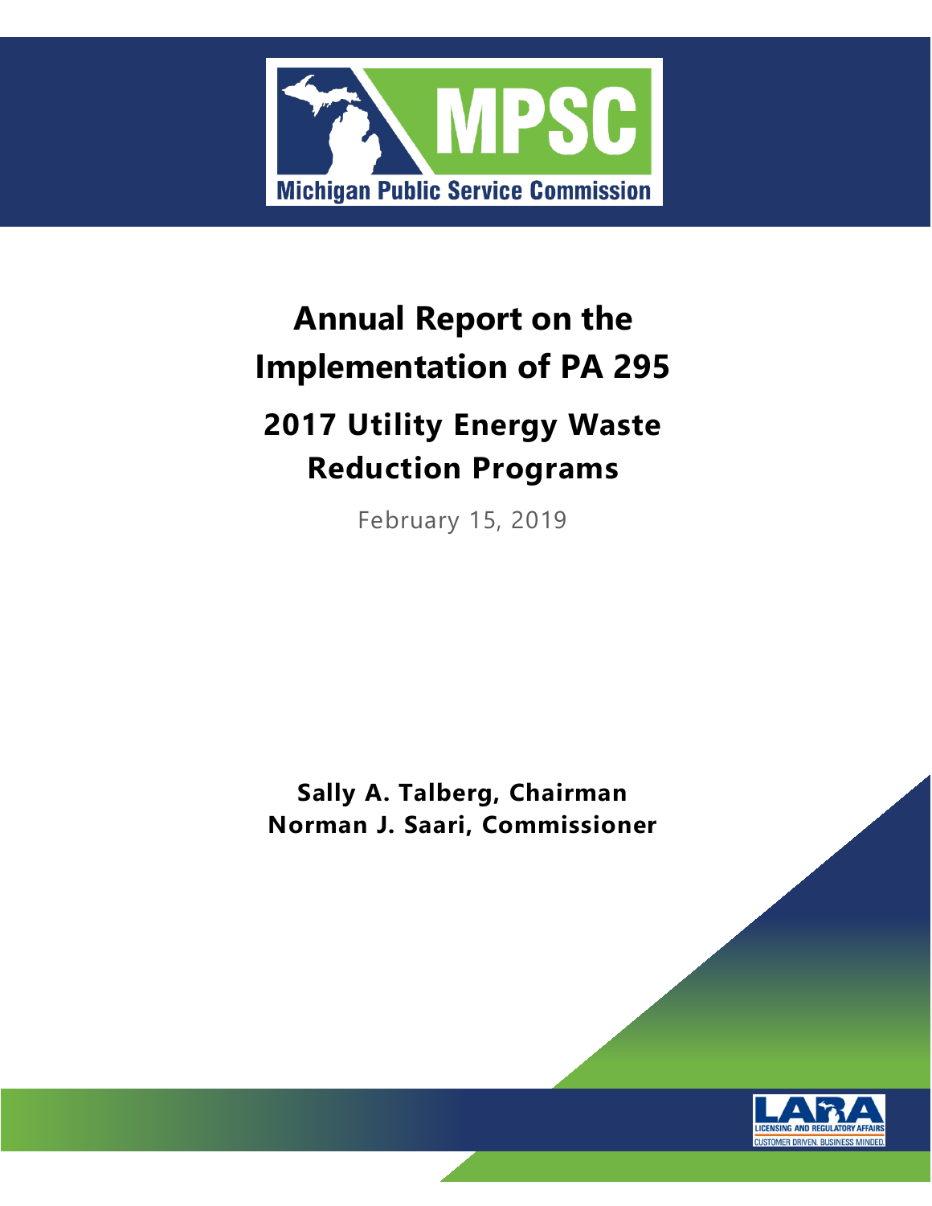MPSC

Michigan Public Service Commission

# Annual Report on the Implementation of PA 295

## 2017 Utility Energy Waste Reduction Programs

February 15, 2019

**Sally A. Talberg, Chairman**
**Norman J. Saari, Commissioner**

LARA
LICENSING AND REGULATORY AFFAIRS
CUSTOMER DRIVEN. BUSINESS MINDED.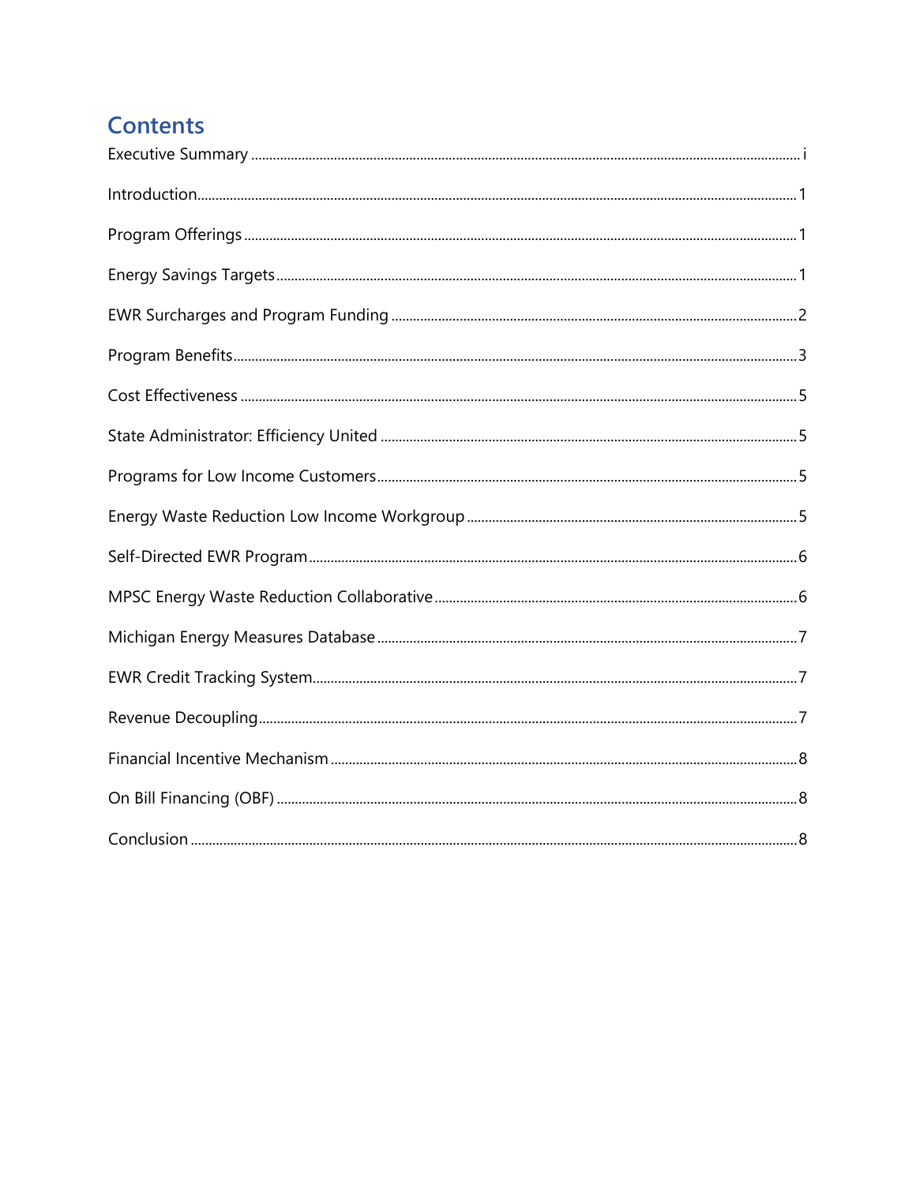# Contents

Executive Summary ..... i

Introduction ..... 1

Program Offerings ..... 1

Energy Savings Targets ..... 1

EWR Surcharges and Program Funding ..... 2

Program Benefits ..... 3

Cost Effectiveness ..... 5

State Administrator: Efficiency United ..... 5

Programs for Low Income Customers ..... 5

Energy Waste Reduction Low Income Workgroup ..... 5

Self-Directed EWR Program ..... 6

MPSC Energy Waste Reduction Collaborative ..... 6

Michigan Energy Measures Database ..... 7

EWR Credit Tracking System ..... 7

Revenue Decoupling ..... 7

Financial Incentive Mechanism ..... 8

On Bill Financing (OBF) ..... 8

Conclusion ..... 8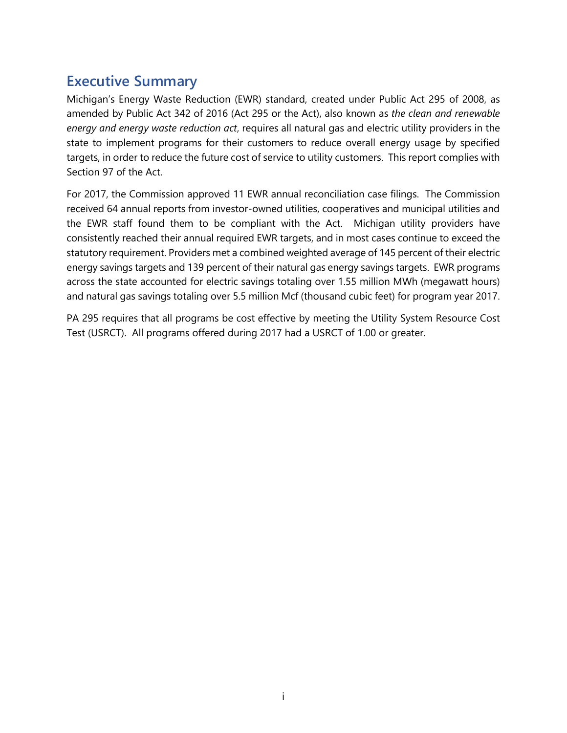## Executive Summary

Michigan's Energy Waste Reduction (EWR) standard, created under Public Act 295 of 2008, as amended by Public Act 342 of 2016 (Act 295 or the Act), also known as *the clean and renewable energy and energy waste reduction act*, requires all natural gas and electric utility providers in the state to implement programs for their customers to reduce overall energy usage by specified targets, in order to reduce the future cost of service to utility customers. This report complies with Section 97 of the Act.

For 2017, the Commission approved 11 EWR annual reconciliation case filings. The Commission received 64 annual reports from investor-owned utilities, cooperatives and municipal utilities and the EWR staff found them to be compliant with the Act. Michigan utility providers have consistently reached their annual required EWR targets, and in most cases continue to exceed the statutory requirement. Providers met a combined weighted average of 145 percent of their electric energy savings targets and 139 percent of their natural gas energy savings targets. EWR programs across the state accounted for electric savings totaling over 1.55 million MWh (megawatt hours) and natural gas savings totaling over 5.5 million Mcf (thousand cubic feet) for program year 2017.

PA 295 requires that all programs be cost effective by meeting the Utility System Resource Cost Test (USRCT). All programs offered during 2017 had a USRCT of 1.00 or greater.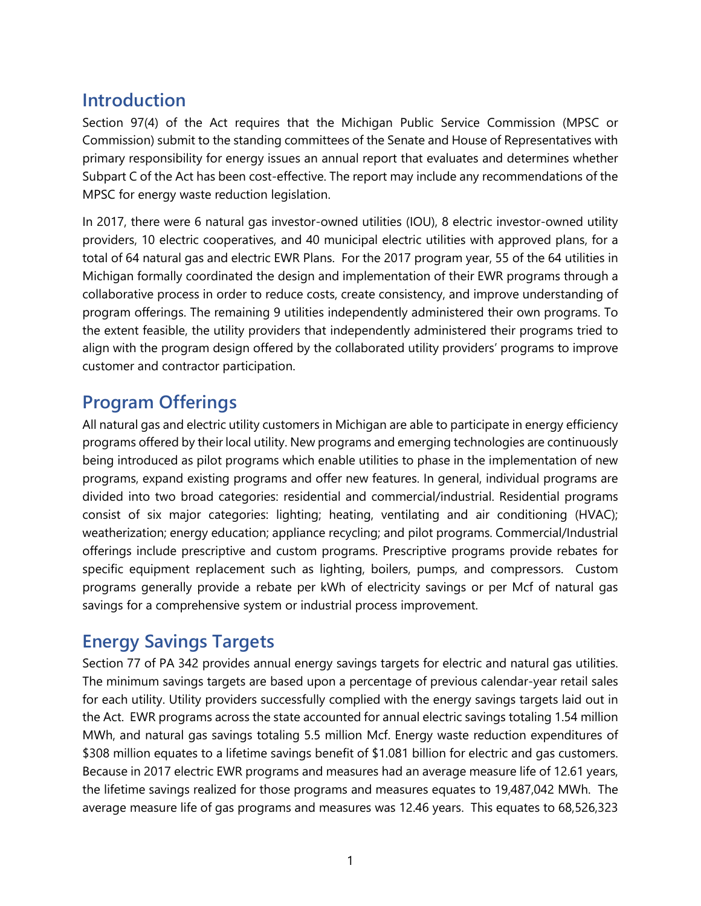## Introduction

Section 97(4) of the Act requires that the Michigan Public Service Commission (MPSC or Commission) submit to the standing committees of the Senate and House of Representatives with primary responsibility for energy issues an annual report that evaluates and determines whether Subpart C of the Act has been cost-effective. The report may include any recommendations of the MPSC for energy waste reduction legislation.

In 2017, there were 6 natural gas investor-owned utilities (IOU), 8 electric investor-owned utility providers, 10 electric cooperatives, and 40 municipal electric utilities with approved plans, for a total of 64 natural gas and electric EWR Plans. For the 2017 program year, 55 of the 64 utilities in Michigan formally coordinated the design and implementation of their EWR programs through a collaborative process in order to reduce costs, create consistency, and improve understanding of program offerings. The remaining 9 utilities independently administered their own programs. To the extent feasible, the utility providers that independently administered their programs tried to align with the program design offered by the collaborated utility providers' programs to improve customer and contractor participation.

## Program Offerings

All natural gas and electric utility customers in Michigan are able to participate in energy efficiency programs offered by their local utility. New programs and emerging technologies are continuously being introduced as pilot programs which enable utilities to phase in the implementation of new programs, expand existing programs and offer new features. In general, individual programs are divided into two broad categories: residential and commercial/industrial. Residential programs consist of six major categories: lighting; heating, ventilating and air conditioning (HVAC); weatherization; energy education; appliance recycling; and pilot programs. Commercial/Industrial offerings include prescriptive and custom programs. Prescriptive programs provide rebates for specific equipment replacement such as lighting, boilers, pumps, and compressors. Custom programs generally provide a rebate per kWh of electricity savings or per Mcf of natural gas savings for a comprehensive system or industrial process improvement.

## Energy Savings Targets

Section 77 of PA 342 provides annual energy savings targets for electric and natural gas utilities. The minimum savings targets are based upon a percentage of previous calendar-year retail sales for each utility. Utility providers successfully complied with the energy savings targets laid out in the Act. EWR programs across the state accounted for annual electric savings totaling 1.54 million MWh, and natural gas savings totaling 5.5 million Mcf. Energy waste reduction expenditures of $308 million equates to a lifetime savings benefit of $1.081 billion for electric and gas customers. Because in 2017 electric EWR programs and measures had an average measure life of 12.61 years, the lifetime savings realized for those programs and measures equates to 19,487,042 MWh. The average measure life of gas programs and measures was 12.46 years. This equates to 68,526,323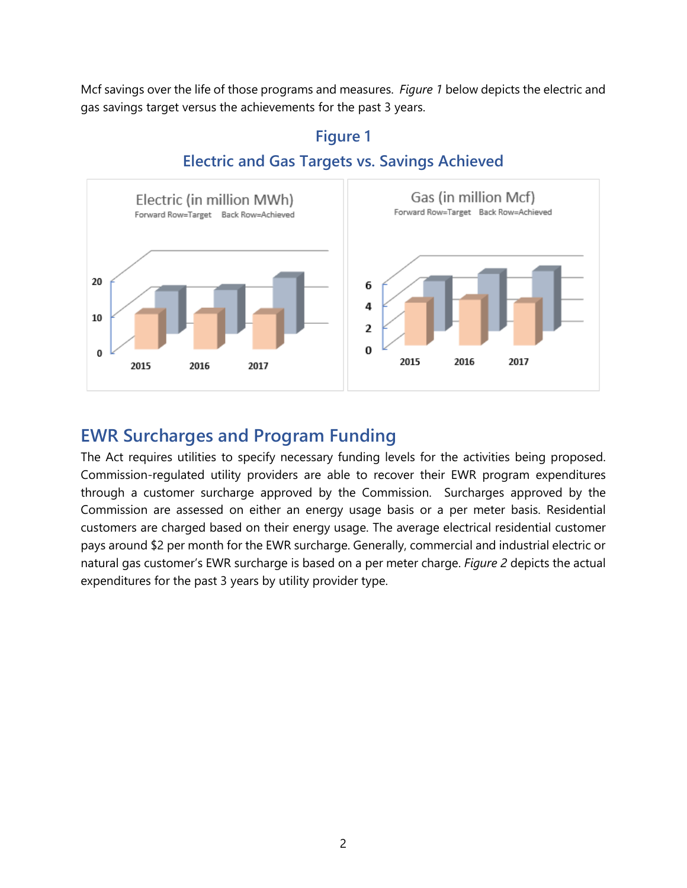Mcf savings over the life of those programs and measures. *Figure 1* below depicts the electric and gas savings target versus the achievements for the past 3 years.

**Figure 1**

**Electric and Gas Targets vs. Savings Achieved**

## EWR Surcharges and Program Funding

The Act requires utilities to specify necessary funding levels for the activities being proposed. Commission-regulated utility providers are able to recover their EWR program expenditures through a customer surcharge approved by the Commission. Surcharges approved by the Commission are assessed on either an energy usage basis or a per meter basis. Residential customers are charged based on their energy usage. The average electrical residential customer pays around $2 per month for the EWR surcharge. Generally, commercial and industrial electric or natural gas customer's EWR surcharge is based on a per meter charge. *Figure 2* depicts the actual expenditures for the past 3 years by utility provider type.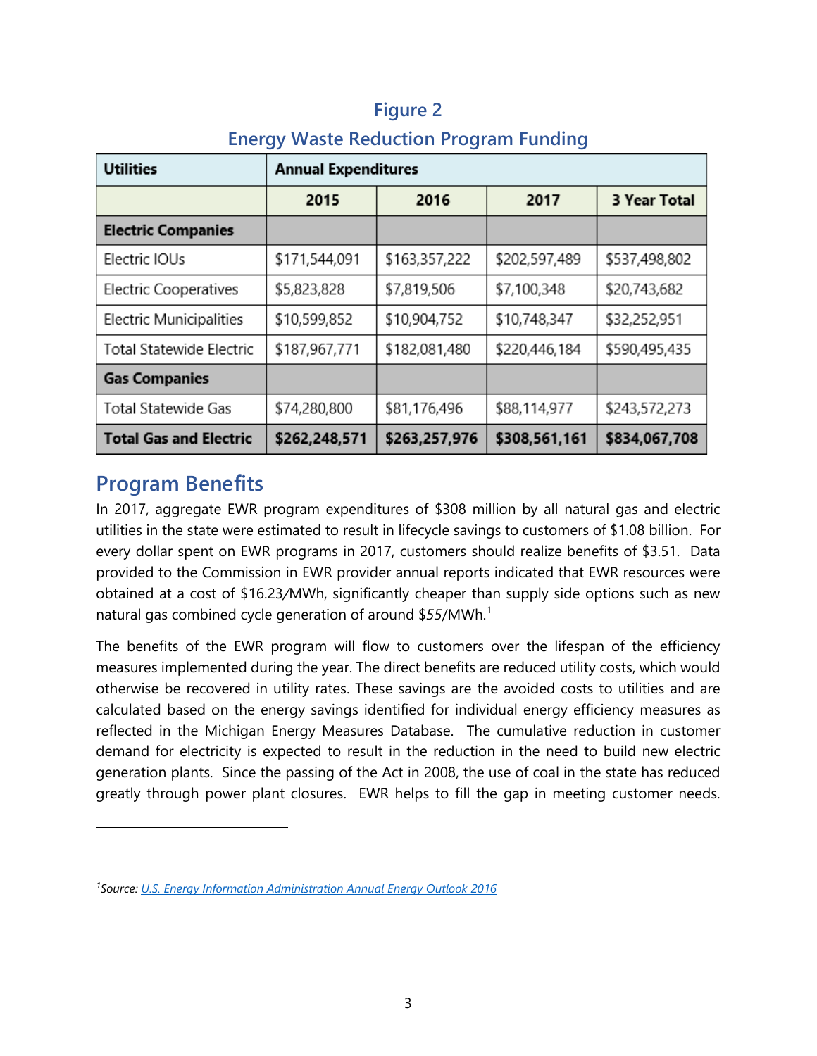**Figure 2**

**Energy Waste Reduction Program Funding**

| **Utilities** | **Annual Expenditures** | | | |
|---|---|---|---|---|
| | **2015** | **2016** | **2017** | **3 Year Total** |
| **Electric Companies** | | | | |
| Electric IOUs | $171,544,091 | $163,357,222 | $202,597,489 | $537,498,802 |
| Electric Cooperatives | $5,823,828 | $7,819,506 | $7,100,348 | $20,743,682 |
| Electric Municipalities | $10,599,852 | $10,904,752 | $10,748,347 | $32,252,951 |
| Total Statewide Electric | $187,967,771 | $182,081,480 | $220,446,184 | $590,495,435 |
| **Gas Companies** | | | | |
| Total Statewide Gas | $74,280,800 | $81,176,496 | $88,114,977 | $243,572,273 |
| **Total Gas and Electric** | **$262,248,571** | **$263,257,976** | **$308,561,161** | **$834,067,708** |

## Program Benefits

In 2017, aggregate EWR program expenditures of $308 million by all natural gas and electric utilities in the state were estimated to result in lifecycle savings to customers of $1.08 billion. For every dollar spent on EWR programs in 2017, customers should realize benefits of $3.51. Data provided to the Commission in EWR provider annual reports indicated that EWR resources were obtained at a cost of $16.23/MWh, significantly cheaper than supply side options such as new natural gas combined cycle generation of around $55/MWh.[1]

The benefits of the EWR program will flow to customers over the lifespan of the efficiency measures implemented during the year. The direct benefits are reduced utility costs, which would otherwise be recovered in utility rates. These savings are the avoided costs to utilities and are calculated based on the energy savings identified for individual energy efficiency measures as reflected in the Michigan Energy Measures Database. The cumulative reduction in customer demand for electricity is expected to result in the reduction in the need to build new electric generation plants. Since the passing of the Act in 2008, the use of coal in the state has reduced greatly through power plant closures. EWR helps to fill the gap in meeting customer needs.

[1] *Source: U.S. Energy Information Administration Annual Energy Outlook 2016*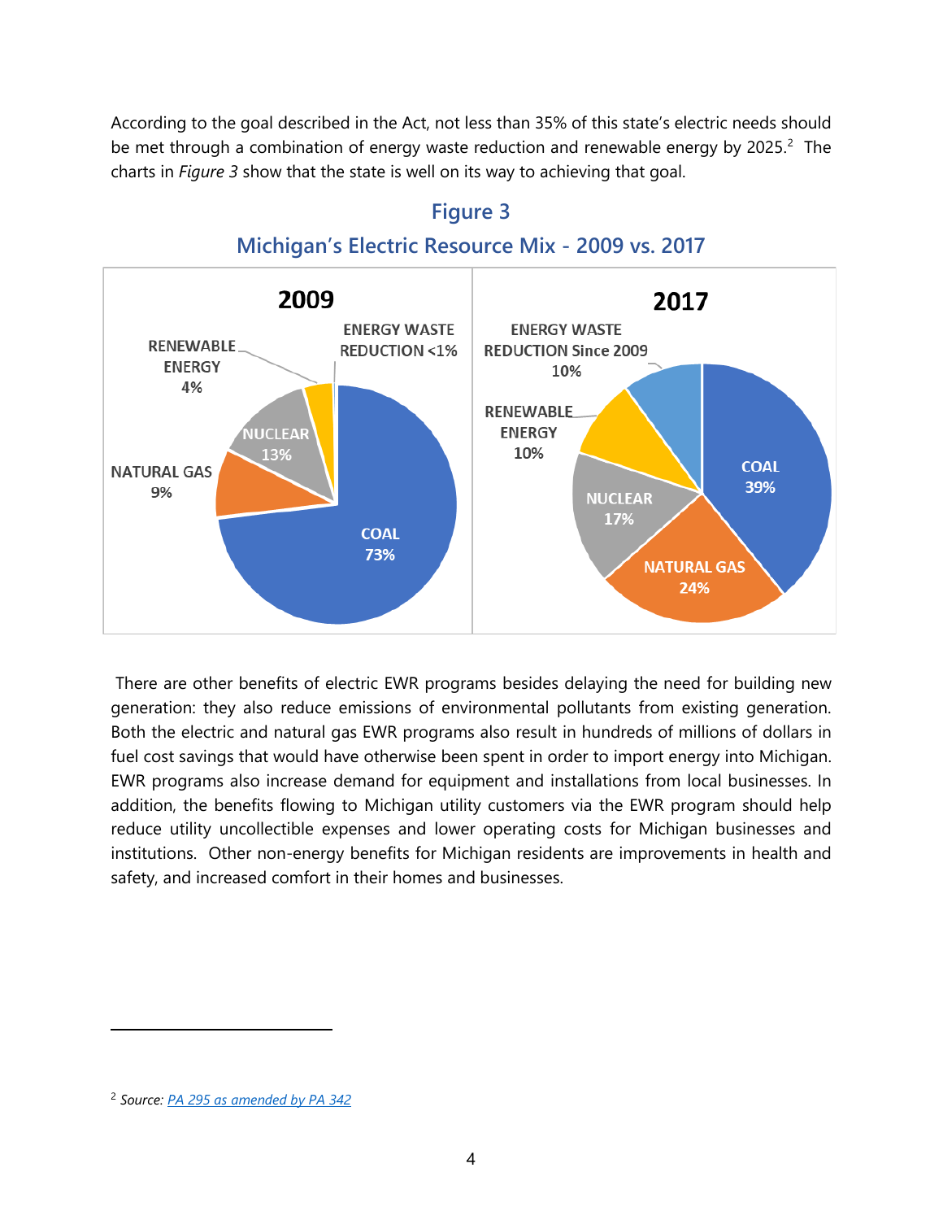According to the goal described in the Act, not less than 35% of this state's electric needs should be met through a combination of energy waste reduction and renewable energy by 2025.[2] The charts in *Figure 3* show that the state is well on its way to achieving that goal.

## Figure 3

## Michigan's Electric Resource Mix - 2009 vs. 2017

**2009**

- COAL 73%
- NATURAL GAS 9%
- NUCLEAR 13%
- RENEWABLE ENERGY 4%
- ENERGY WASTE REDUCTION <1%

**2017**

- COAL 39%
- NATURAL GAS 24%
- NUCLEAR 17%
- RENEWABLE ENERGY 10%
- ENERGY WASTE REDUCTION Since 2009 10%

There are other benefits of electric EWR programs besides delaying the need for building new generation: they also reduce emissions of environmental pollutants from existing generation. Both the electric and natural gas EWR programs also result in hundreds of millions of dollars in fuel cost savings that would have otherwise been spent in order to import energy into Michigan. EWR programs also increase demand for equipment and installations from local businesses. In addition, the benefits flowing to Michigan utility customers via the EWR program should help reduce utility uncollectible expenses and lower operating costs for Michigan businesses and institutions. Other non-energy benefits for Michigan residents are improvements in health and safety, and increased comfort in their homes and businesses.

---

[2] *Source: PA 295 as amended by PA 342*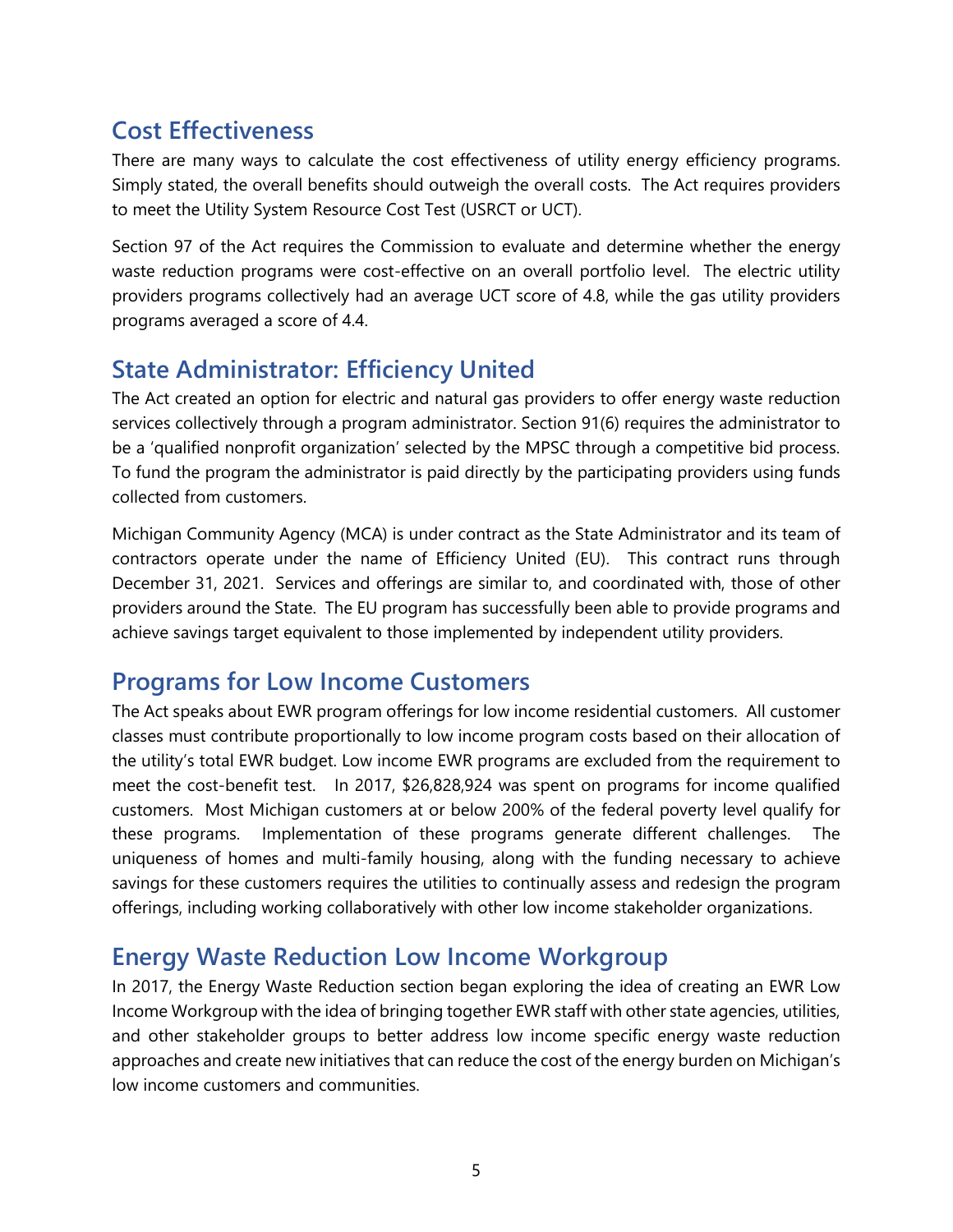## Cost Effectiveness

There are many ways to calculate the cost effectiveness of utility energy efficiency programs. Simply stated, the overall benefits should outweigh the overall costs. The Act requires providers to meet the Utility System Resource Cost Test (USRCT or UCT).

Section 97 of the Act requires the Commission to evaluate and determine whether the energy waste reduction programs were cost-effective on an overall portfolio level. The electric utility providers programs collectively had an average UCT score of 4.8, while the gas utility providers programs averaged a score of 4.4.

## State Administrator: Efficiency United

The Act created an option for electric and natural gas providers to offer energy waste reduction services collectively through a program administrator. Section 91(6) requires the administrator to be a 'qualified nonprofit organization' selected by the MPSC through a competitive bid process. To fund the program the administrator is paid directly by the participating providers using funds collected from customers.

Michigan Community Agency (MCA) is under contract as the State Administrator and its team of contractors operate under the name of Efficiency United (EU). This contract runs through December 31, 2021. Services and offerings are similar to, and coordinated with, those of other providers around the State. The EU program has successfully been able to provide programs and achieve savings target equivalent to those implemented by independent utility providers.

## Programs for Low Income Customers

The Act speaks about EWR program offerings for low income residential customers. All customer classes must contribute proportionally to low income program costs based on their allocation of the utility's total EWR budget. Low income EWR programs are excluded from the requirement to meet the cost-benefit test. In 2017, $26,828,924 was spent on programs for income qualified customers. Most Michigan customers at or below 200% of the federal poverty level qualify for these programs. Implementation of these programs generate different challenges. The uniqueness of homes and multi-family housing, along with the funding necessary to achieve savings for these customers requires the utilities to continually assess and redesign the program offerings, including working collaboratively with other low income stakeholder organizations.

## Energy Waste Reduction Low Income Workgroup

In 2017, the Energy Waste Reduction section began exploring the idea of creating an EWR Low Income Workgroup with the idea of bringing together EWR staff with other state agencies, utilities, and other stakeholder groups to better address low income specific energy waste reduction approaches and create new initiatives that can reduce the cost of the energy burden on Michigan's low income customers and communities.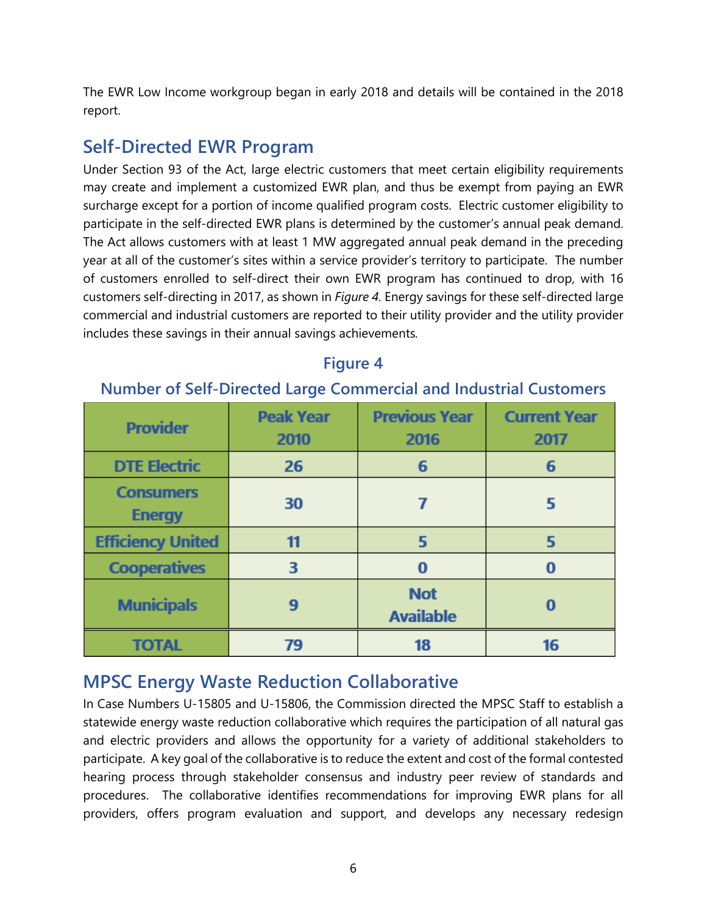The EWR Low Income workgroup began in early 2018 and details will be contained in the 2018 report.

## Self-Directed EWR Program

Under Section 93 of the Act, large electric customers that meet certain eligibility requirements may create and implement a customized EWR plan, and thus be exempt from paying an EWR surcharge except for a portion of income qualified program costs. Electric customer eligibility to participate in the self-directed EWR plans is determined by the customer's annual peak demand. The Act allows customers with at least 1 MW aggregated annual peak demand in the preceding year at all of the customer's sites within a service provider's territory to participate. The number of customers enrolled to self-direct their own EWR program has continued to drop, with 16 customers self-directing in 2017, as shown in *Figure 4*. Energy savings for these self-directed large commercial and industrial customers are reported to their utility provider and the utility provider includes these savings in their annual savings achievements.

### Figure 4

### Number of Self-Directed Large Commercial and Industrial Customers

| Provider | Peak Year 2010 | Previous Year 2016 | Current Year 2017 |
|---|---|---|---|
| DTE Electric | 26 | 6 | 6 |
| Consumers Energy | 30 | 7 | 5 |
| Efficiency United | 11 | 5 | 5 |
| Cooperatives | 3 | 0 | 0 |
| Municipals | 9 | Not Available | 0 |
| TOTAL | 79 | 18 | 16 |

## MPSC Energy Waste Reduction Collaborative

In Case Numbers U-15805 and U-15806, the Commission directed the MPSC Staff to establish a statewide energy waste reduction collaborative which requires the participation of all natural gas and electric providers and allows the opportunity for a variety of additional stakeholders to participate. A key goal of the collaborative is to reduce the extent and cost of the formal contested hearing process through stakeholder consensus and industry peer review of standards and procedures. The collaborative identifies recommendations for improving EWR plans for all providers, offers program evaluation and support, and develops any necessary redesign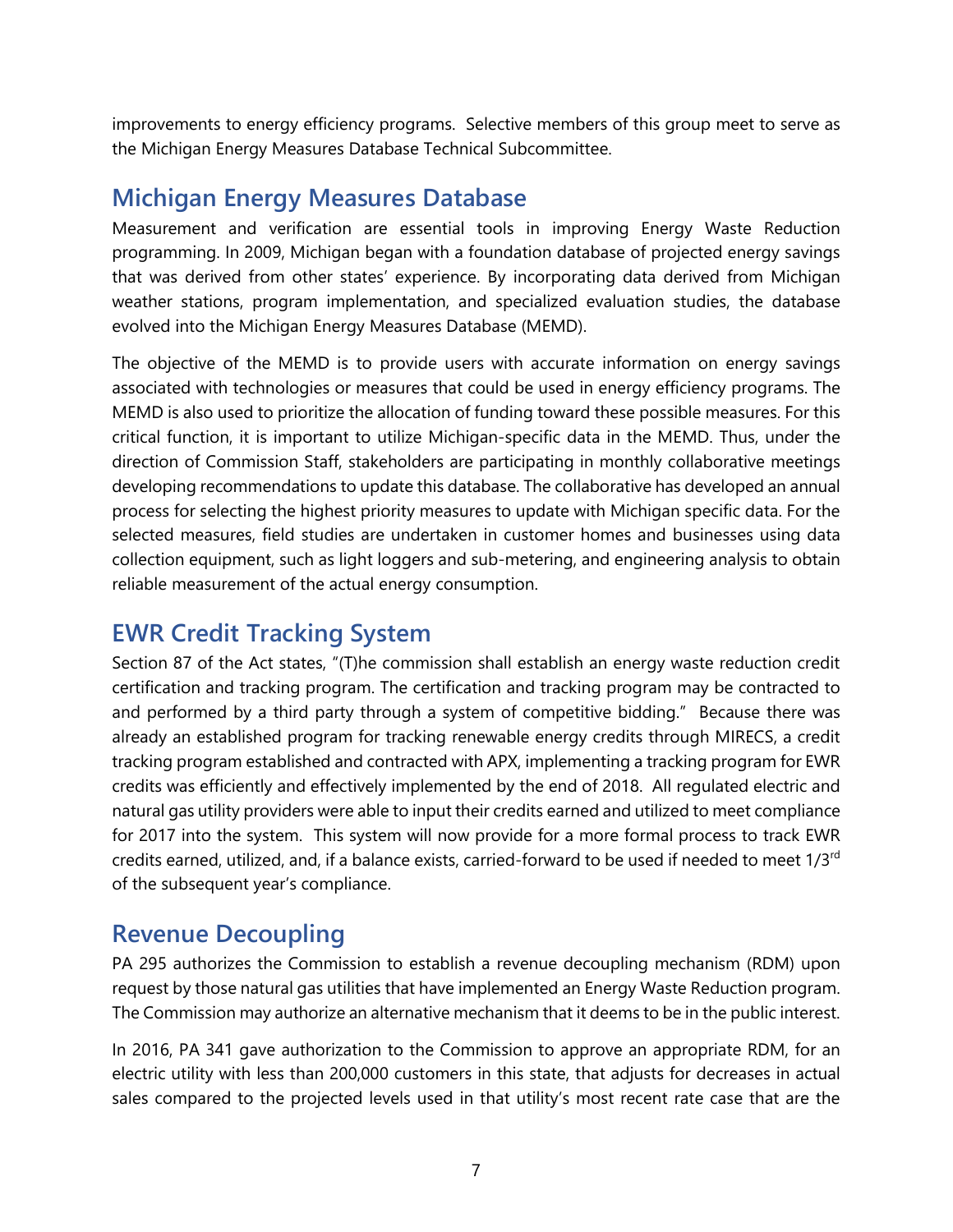improvements to energy efficiency programs. Selective members of this group meet to serve as the Michigan Energy Measures Database Technical Subcommittee.

## Michigan Energy Measures Database

Measurement and verification are essential tools in improving Energy Waste Reduction programming. In 2009, Michigan began with a foundation database of projected energy savings that was derived from other states' experience. By incorporating data derived from Michigan weather stations, program implementation, and specialized evaluation studies, the database evolved into the Michigan Energy Measures Database (MEMD).

The objective of the MEMD is to provide users with accurate information on energy savings associated with technologies or measures that could be used in energy efficiency programs. The MEMD is also used to prioritize the allocation of funding toward these possible measures. For this critical function, it is important to utilize Michigan-specific data in the MEMD. Thus, under the direction of Commission Staff, stakeholders are participating in monthly collaborative meetings developing recommendations to update this database. The collaborative has developed an annual process for selecting the highest priority measures to update with Michigan specific data. For the selected measures, field studies are undertaken in customer homes and businesses using data collection equipment, such as light loggers and sub-metering, and engineering analysis to obtain reliable measurement of the actual energy consumption.

## EWR Credit Tracking System

Section 87 of the Act states, "(T)he commission shall establish an energy waste reduction credit certification and tracking program. The certification and tracking program may be contracted to and performed by a third party through a system of competitive bidding." Because there was already an established program for tracking renewable energy credits through MIRECS, a credit tracking program established and contracted with APX, implementing a tracking program for EWR credits was efficiently and effectively implemented by the end of 2018. All regulated electric and natural gas utility providers were able to input their credits earned and utilized to meet compliance for 2017 into the system. This system will now provide for a more formal process to track EWR credits earned, utilized, and, if a balance exists, carried-forward to be used if needed to meet 1/3rd of the subsequent year's compliance.

## Revenue Decoupling

PA 295 authorizes the Commission to establish a revenue decoupling mechanism (RDM) upon request by those natural gas utilities that have implemented an Energy Waste Reduction program. The Commission may authorize an alternative mechanism that it deems to be in the public interest.

In 2016, PA 341 gave authorization to the Commission to approve an appropriate RDM, for an electric utility with less than 200,000 customers in this state, that adjusts for decreases in actual sales compared to the projected levels used in that utility's most recent rate case that are the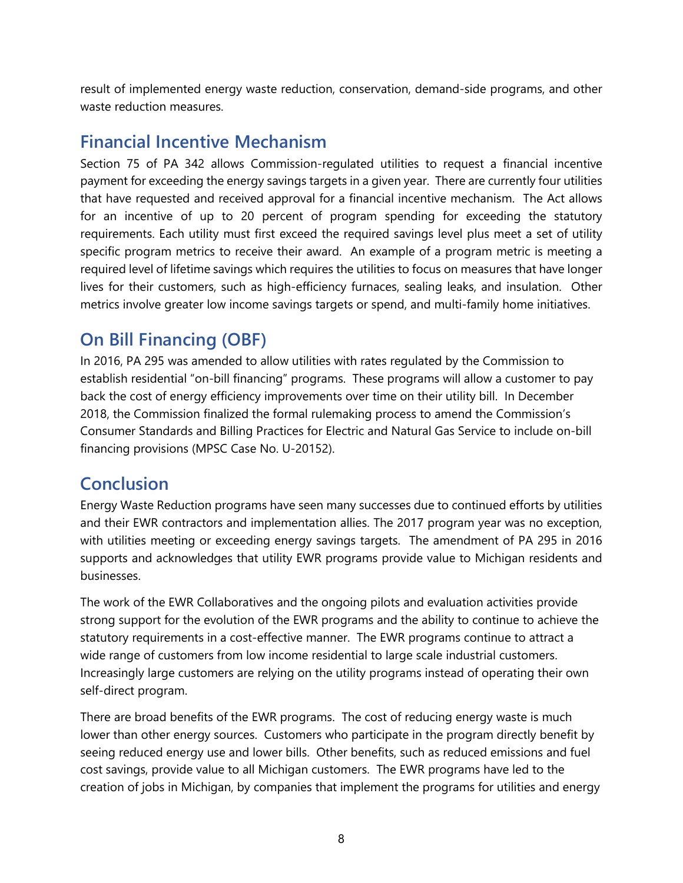result of implemented energy waste reduction, conservation, demand-side programs, and other waste reduction measures.

## Financial Incentive Mechanism

Section 75 of PA 342 allows Commission-regulated utilities to request a financial incentive payment for exceeding the energy savings targets in a given year. There are currently four utilities that have requested and received approval for a financial incentive mechanism. The Act allows for an incentive of up to 20 percent of program spending for exceeding the statutory requirements. Each utility must first exceed the required savings level plus meet a set of utility specific program metrics to receive their award. An example of a program metric is meeting a required level of lifetime savings which requires the utilities to focus on measures that have longer lives for their customers, such as high-efficiency furnaces, sealing leaks, and insulation. Other metrics involve greater low income savings targets or spend, and multi-family home initiatives.

## On Bill Financing (OBF)

In 2016, PA 295 was amended to allow utilities with rates regulated by the Commission to establish residential "on-bill financing" programs. These programs will allow a customer to pay back the cost of energy efficiency improvements over time on their utility bill. In December 2018, the Commission finalized the formal rulemaking process to amend the Commission's Consumer Standards and Billing Practices for Electric and Natural Gas Service to include on-bill financing provisions (MPSC Case No. U-20152).

## Conclusion

Energy Waste Reduction programs have seen many successes due to continued efforts by utilities and their EWR contractors and implementation allies. The 2017 program year was no exception, with utilities meeting or exceeding energy savings targets. The amendment of PA 295 in 2016 supports and acknowledges that utility EWR programs provide value to Michigan residents and businesses.

The work of the EWR Collaboratives and the ongoing pilots and evaluation activities provide strong support for the evolution of the EWR programs and the ability to continue to achieve the statutory requirements in a cost-effective manner. The EWR programs continue to attract a wide range of customers from low income residential to large scale industrial customers. Increasingly large customers are relying on the utility programs instead of operating their own self-direct program.

There are broad benefits of the EWR programs. The cost of reducing energy waste is much lower than other energy sources. Customers who participate in the program directly benefit by seeing reduced energy use and lower bills. Other benefits, such as reduced emissions and fuel cost savings, provide value to all Michigan customers. The EWR programs have led to the creation of jobs in Michigan, by companies that implement the programs for utilities and energy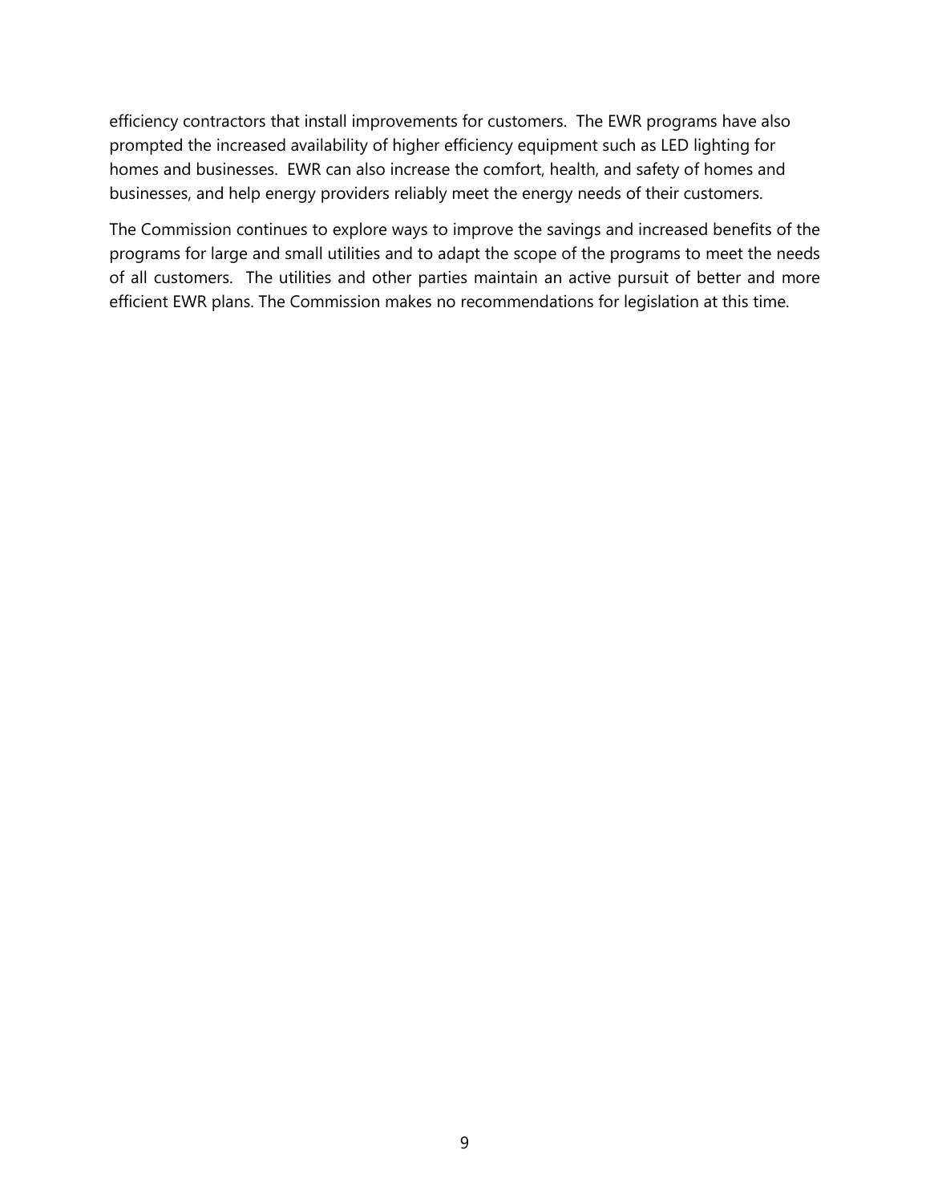efficiency contractors that install improvements for customers. The EWR programs have also prompted the increased availability of higher efficiency equipment such as LED lighting for homes and businesses. EWR can also increase the comfort, health, and safety of homes and businesses, and help energy providers reliably meet the energy needs of their customers.

The Commission continues to explore ways to improve the savings and increased benefits of the programs for large and small utilities and to adapt the scope of the programs to meet the needs of all customers. The utilities and other parties maintain an active pursuit of better and more efficient EWR plans. The Commission makes no recommendations for legislation at this time.